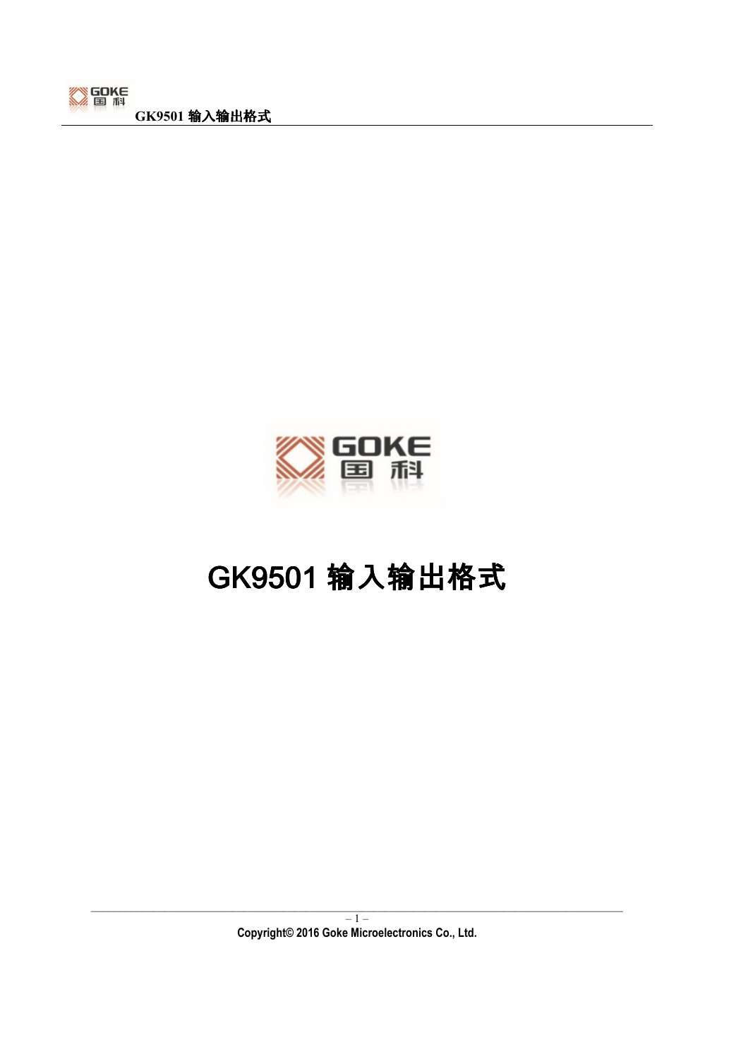# GK9501 输入输出格式

Copyright© 2016 Goke Microelectronics Co., Ltd.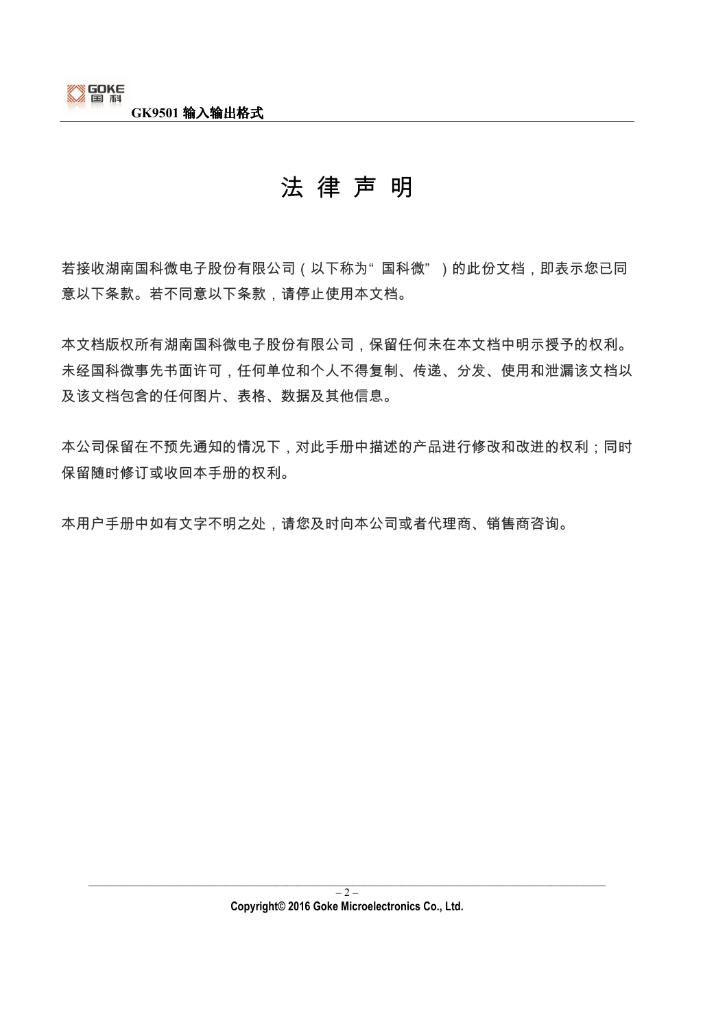# 法 律 声 明

若接收湖南国科微电子股份有限公司（以下称为"国科微"）的此份文档，即表示您已同意以下条款。若不同意以下条款，请停止使用本文档。

本文档版权所有湖南国科微电子股份有限公司，保留任何未在本文档中明示授予的权利。未经国科微事先书面许可，任何单位和个人不得复制、传递、分发、使用和泄漏该文档以及该文档包含的任何图片、表格、数据及其他信息。

本公司保留在不预先通知的情况下，对此手册中描述的产品进行修改和改进的权利；同时保留随时修订或收回本手册的权利。

本用户手册中如有文字不明之处，请您及时向本公司或者代理商、销售商咨询。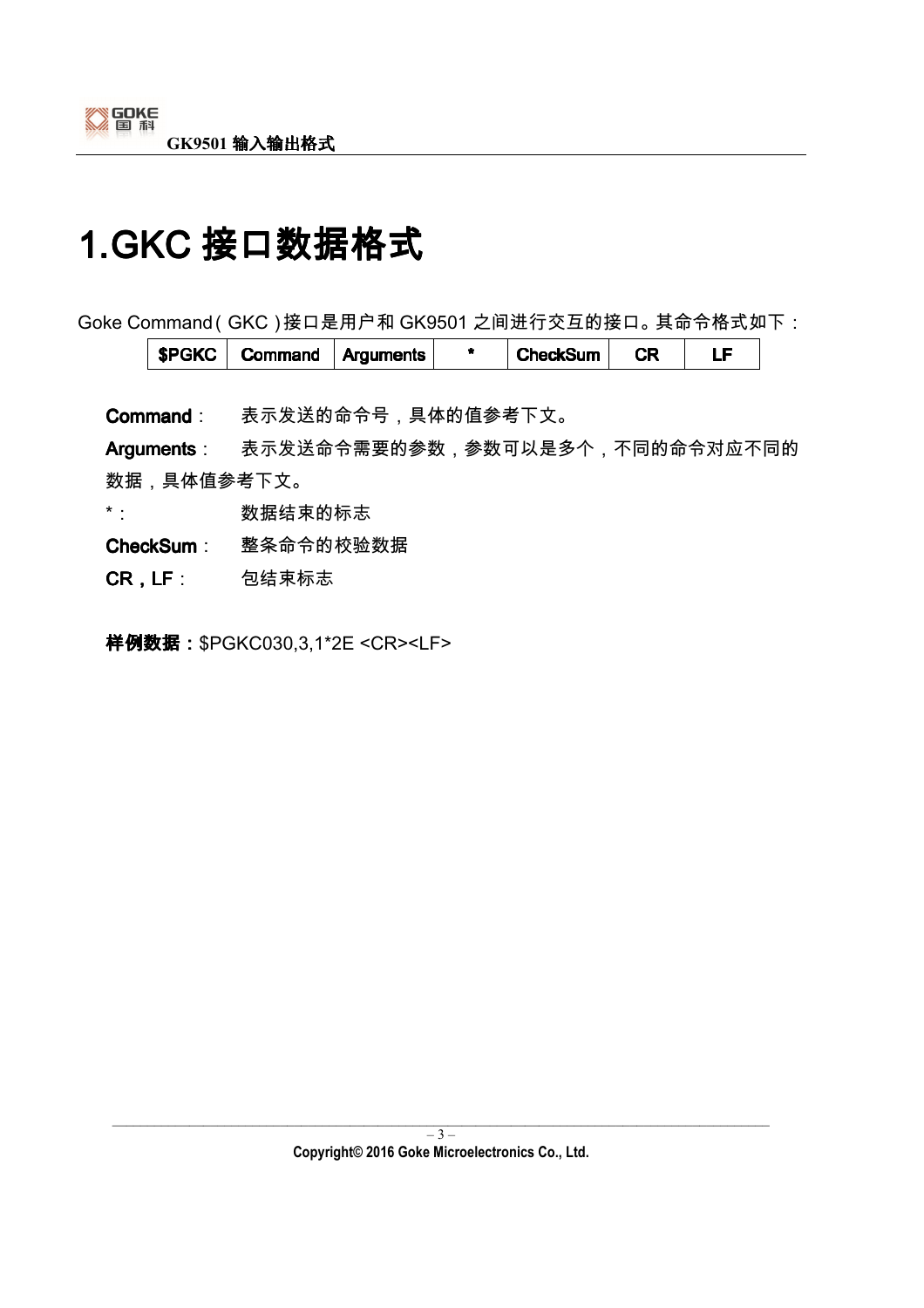# 1.GKC 接口数据格式

Goke Command（GKC）接口是用户和 GK9501 之间进行交互的接口。其命令格式如下：

| $PGKC | Command | Arguments | * | CheckSum | CR | LF |
|---|---|---|---|---|---|---|

**Command**： 表示发送的命令号，具体的值参考下文。

**Arguments**： 表示发送命令需要的参数，参数可以是多个，不同的命令对应不同的数据，具体值参考下文。

*： 数据结束的标志

**CheckSum**： 整条命令的校验数据

**CR，LF**： 包结束标志

**样例数据：**$PGKC030,3,1*2E <CR><LF>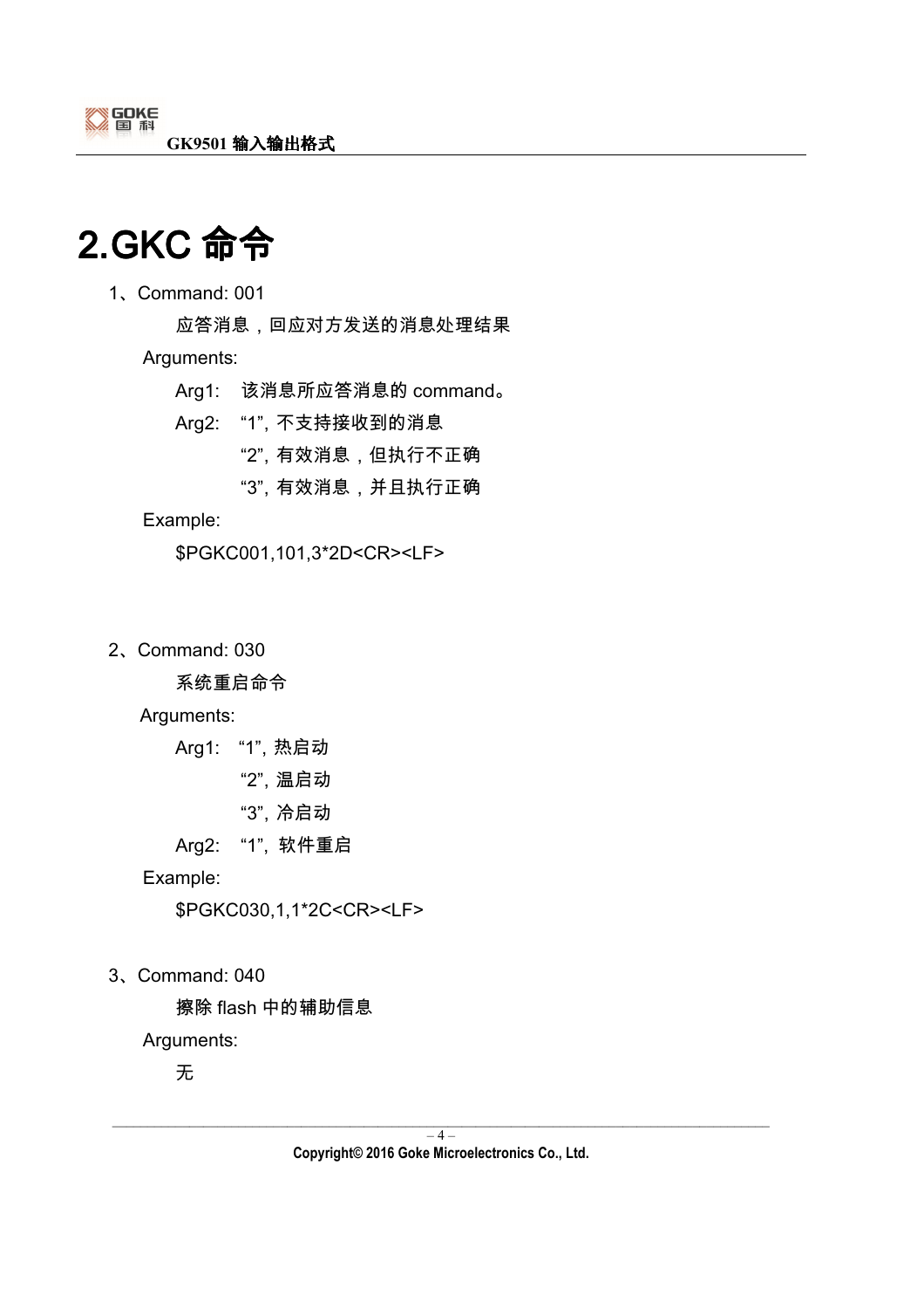# 2.GKC 命令

1、Command: 001

应答消息，回应对方发送的消息处理结果

Arguments:

Arg1: 该消息所应答消息的 command。

Arg2: “1”, 不支持接收到的消息

“2”, 有效消息，但执行不正确

“3”, 有效消息，并且执行正确

Example:

$PGKC001,101,3*2D<CR><LF>

2、Command: 030

系统重启命令

Arguments:

Arg1: “1”, 热启动

“2”, 温启动

“3”, 冷启动

Arg2: “1”，软件重启

Example:

$PGKC030,1,1*2C<CR><LF>

3、Command: 040

擦除 flash 中的辅助信息

Arguments:

无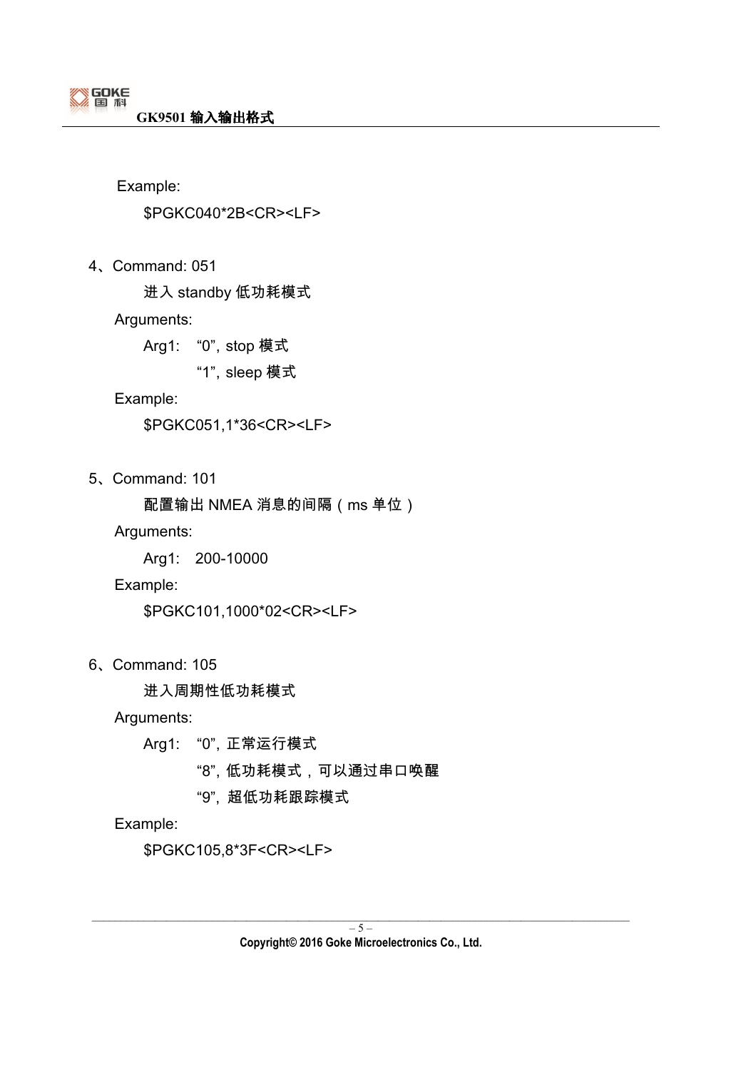Example:

$PGKC040*2B<CR><LF>

4、Command: 051

进入 standby 低功耗模式

Arguments:

Arg1: “0”, stop 模式

“1”, sleep 模式

Example:

$PGKC051,1*36<CR><LF>

5、Command: 101

配置输出 NMEA 消息的间隔（ms 单位）

Arguments:

Arg1: 200-10000

Example:

$PGKC101,1000*02<CR><LF>

6、Command: 105

进入周期性低功耗模式

Arguments:

Arg1: “0”, 正常运行模式

“8”, 低功耗模式，可以通过串口唤醒

“9”, 超低功耗跟踪模式

Example:

$PGKC105,8*3F<CR><LF>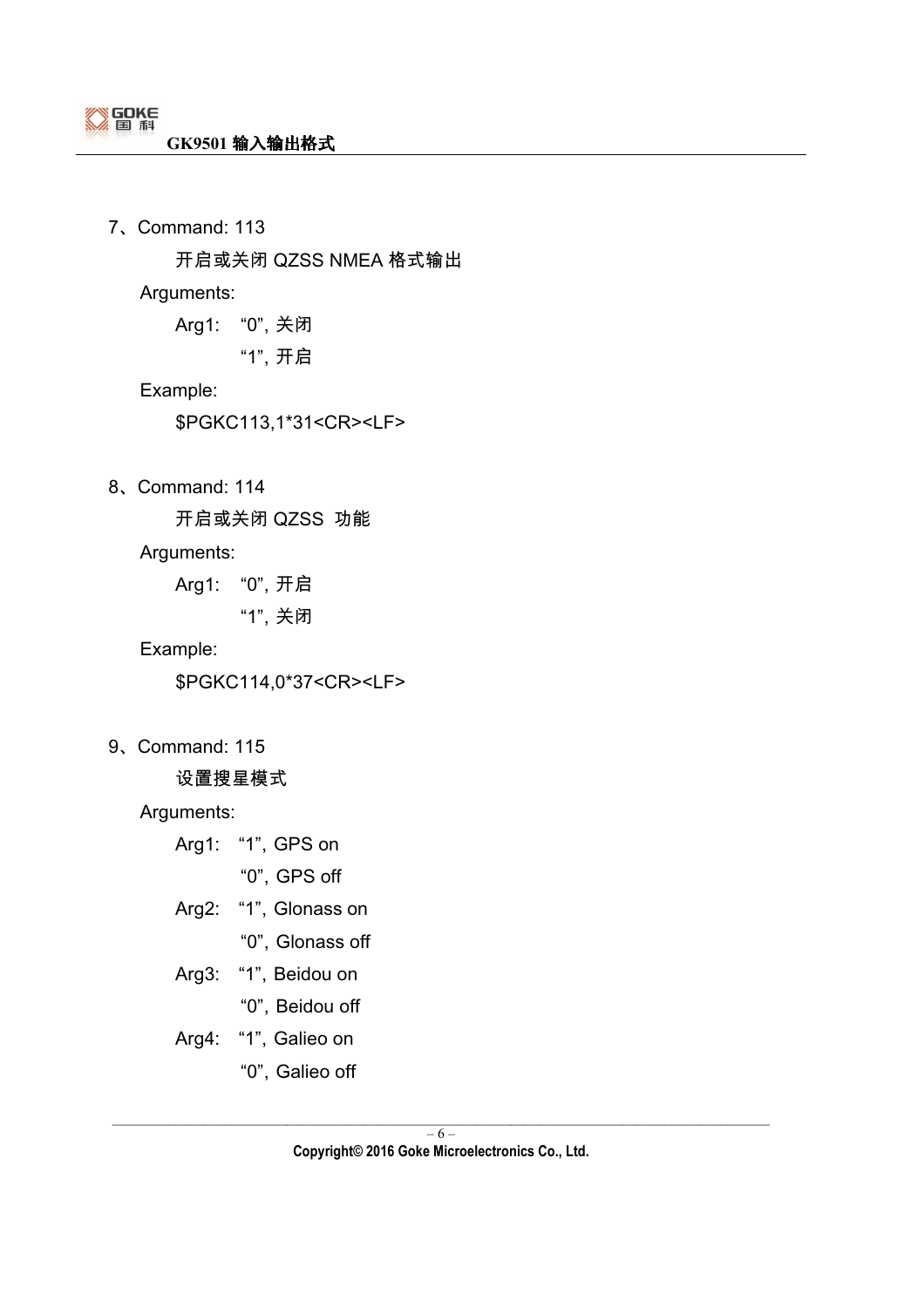7、Command: 113

开启或关闭 QZSS NMEA 格式输出

Arguments:

Arg1: “0”, 关闭

“1”, 开启

Example:

$PGKC113,1*31<CR><LF>

8、Command: 114

开启或关闭 QZSS 功能

Arguments:

Arg1: “0”, 开启

“1”, 关闭

Example:

$PGKC114,0*37<CR><LF>

9、Command: 115

设置搜星模式

Arguments:

Arg1: “1”, GPS on

“0”, GPS off

Arg2: “1”, Glonass on

“0”, Glonass off

Arg3: “1”, Beidou on

“0”, Beidou off

Arg4: “1”, Galieo on

“0”, Galieo off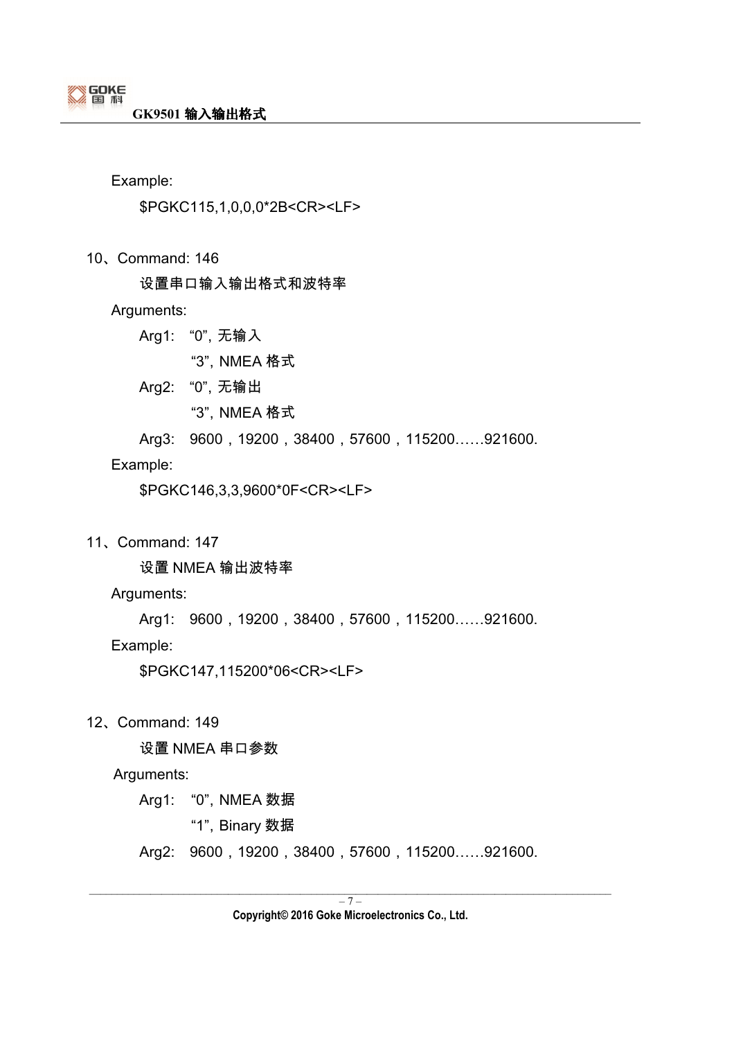Example:

$PGKC115,1,0,0,0*2B<CR><LF>

10、Command: 146

设置串口输入输出格式和波特率

Arguments:

Arg1: "0", 无输入

"3", NMEA 格式

Arg2: "0", 无输出

"3", NMEA 格式

Arg3: 9600，19200，38400，57600，115200……921600.

Example:

$PGKC146,3,3,9600*0F<CR><LF>

11、Command: 147

设置 NMEA 输出波特率

Arguments:

Arg1: 9600，19200，38400，57600，115200……921600.

Example:

$PGKC147,115200*06<CR><LF>

12、Command: 149

设置 NMEA 串口参数

Arguments:

Arg1: "0", NMEA 数据

"1", Binary 数据

Arg2: 9600，19200，38400，57600，115200……921600.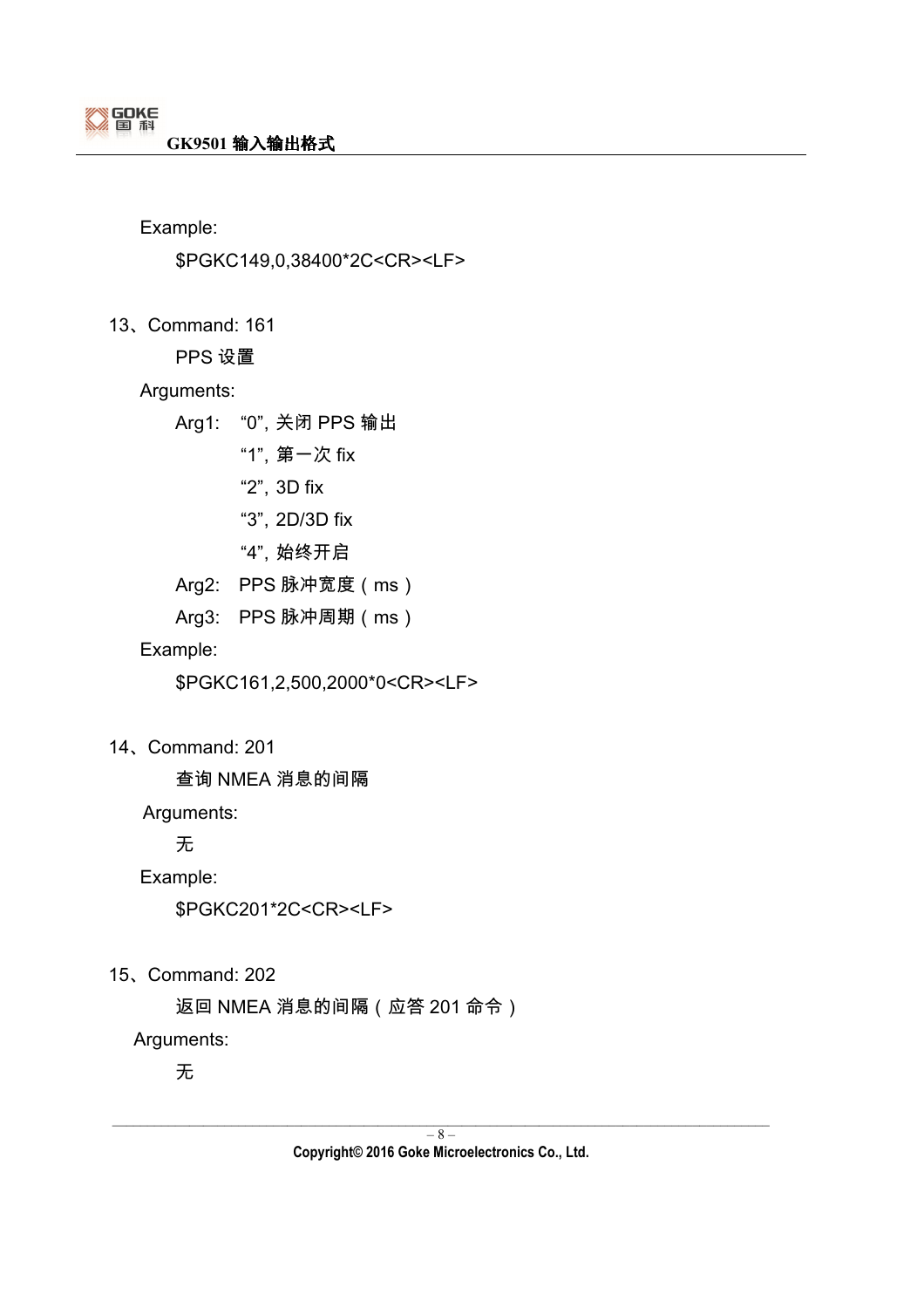Example:

$PGKC149,0,38400*2C<CR><LF>

13、Command: 161

PPS 设置

Arguments:

Arg1: “0”, 关闭 PPS 输出

“1”, 第一次 fix

“2”, 3D fix

“3”, 2D/3D fix

“4”, 始终开启

Arg2: PPS 脉冲宽度（ms）

Arg3: PPS 脉冲周期（ms）

Example:

$PGKC161,2,500,2000*0<CR><LF>

14、Command: 201

查询 NMEA 消息的间隔

Arguments:

无

Example:

$PGKC201*2C<CR><LF>

15、Command: 202

返回 NMEA 消息的间隔（应答 201 命令）

Arguments:

无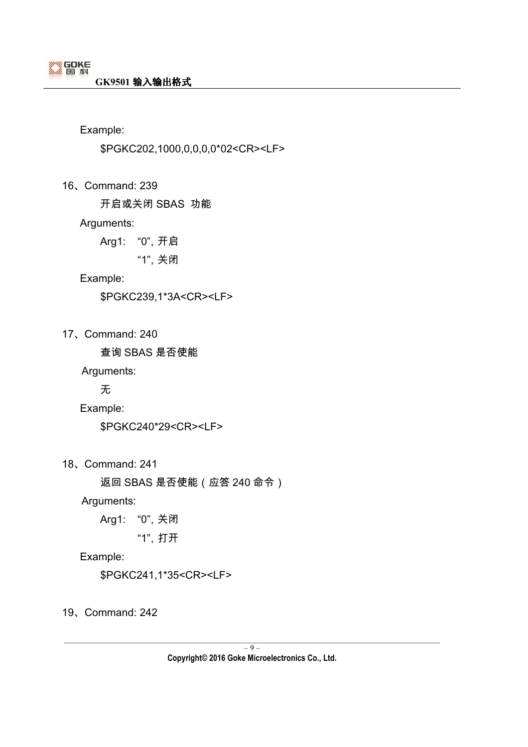Example:

$PGKC202,1000,0,0,0,0*02<CR><LF>

16、Command: 239

开启或关闭 SBAS 功能

Arguments:

Arg1: “0”, 开启

“1”, 关闭

Example:

$PGKC239,1*3A<CR><LF>

17、Command: 240

查询 SBAS 是否使能

Arguments:

无

Example:

$PGKC240*29<CR><LF>

18、Command: 241

返回 SBAS 是否使能（应答 240 命令）

Arguments:

Arg1: “0”, 关闭

“1”, 打开

Example:

$PGKC241,1*35<CR><LF>

19、Command: 242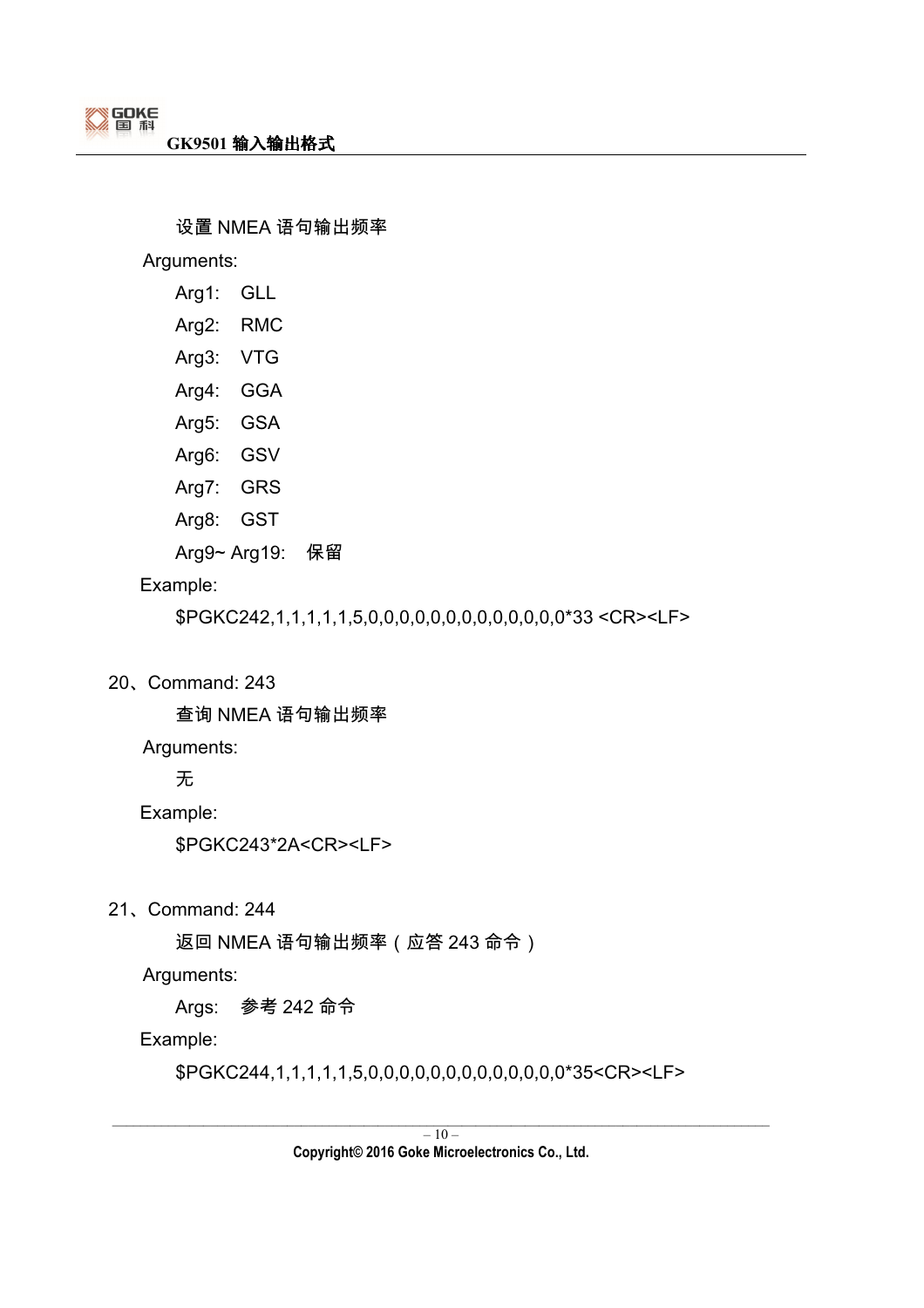设置 NMEA 语句输出频率

Arguments:

Arg1: GLL

Arg2: RMC

Arg3: VTG

Arg4: GGA

Arg5: GSA

Arg6: GSV

Arg7: GRS

Arg8: GST

Arg9~ Arg19: 保留

Example:

$PGKC242,1,1,1,1,1,5,0,0,0,0,0,0,0,0,0,0,0,0,0*33 <CR><LF>

20、Command: 243

查询 NMEA 语句输出频率

Arguments:

无

Example:

$PGKC243*2A<CR><LF>

21、Command: 244

返回 NMEA 语句输出频率（应答 243 命令）

Arguments:

Args: 参考 242 命令

Example:

$PGKC244,1,1,1,1,1,5,0,0,0,0,0,0,0,0,0,0,0,0,0*35<CR><LF>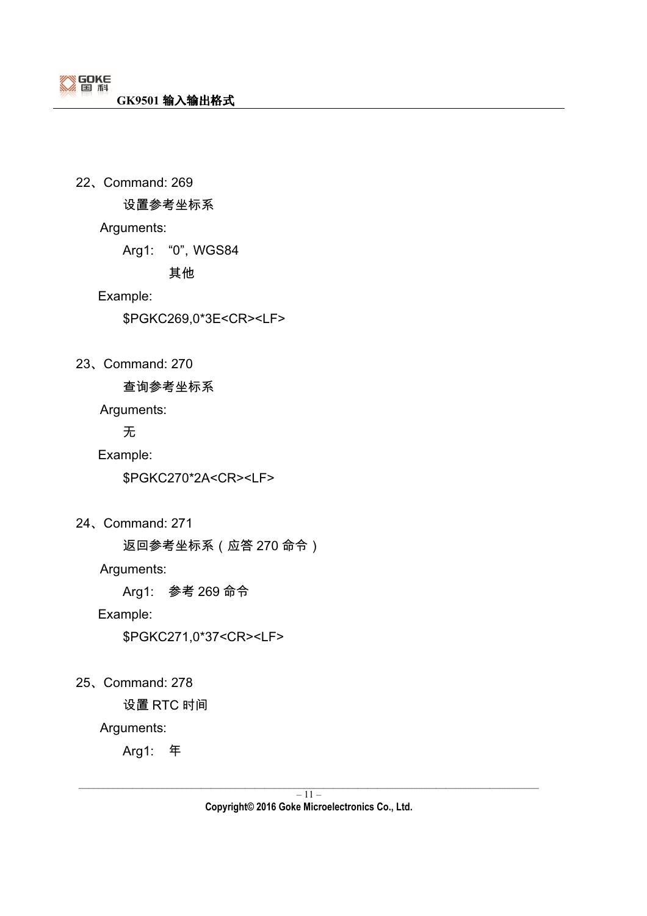22、Command: 269

设置参考坐标系

Arguments:

Arg1: “0”, WGS84

其他

Example:

$PGKC269,0*3E<CR><LF>

23、Command: 270

查询参考坐标系

Arguments:

无

Example:

$PGKC270*2A<CR><LF>

24、Command: 271

返回参考坐标系（应答 270 命令）

Arguments:

Arg1: 参考 269 命令

Example:

$PGKC271,0*37<CR><LF>

25、Command: 278

设置 RTC 时间

Arguments:

Arg1: 年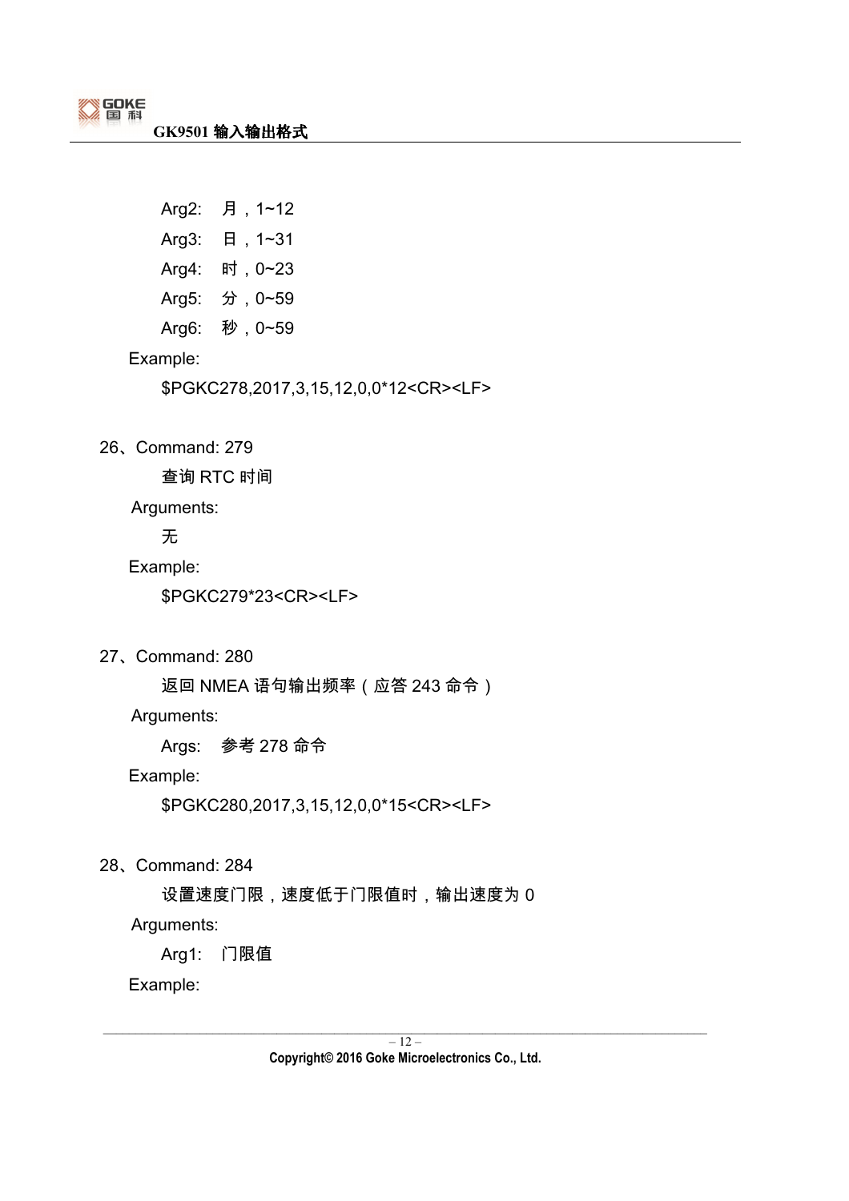Arg2:　月，1~12

Arg3:　日，1~31

Arg4:　时，0~23

Arg5:　分，0~59

Arg6:　秒，0~59

Example:

$PGKC278,2017,3,15,12,0,0*12<CR><LF>

26、Command: 279

查询 RTC 时间

Arguments:

无

Example:

$PGKC279*23<CR><LF>

27、Command: 280

返回 NMEA 语句输出频率（应答 243 命令）

Arguments:

Args:　参考 278 命令

Example:

$PGKC280,2017,3,15,12,0,0*15<CR><LF>

28、Command: 284

设置速度门限，速度低于门限值时，输出速度为 0

Arguments:

Arg1:　门限值

Example: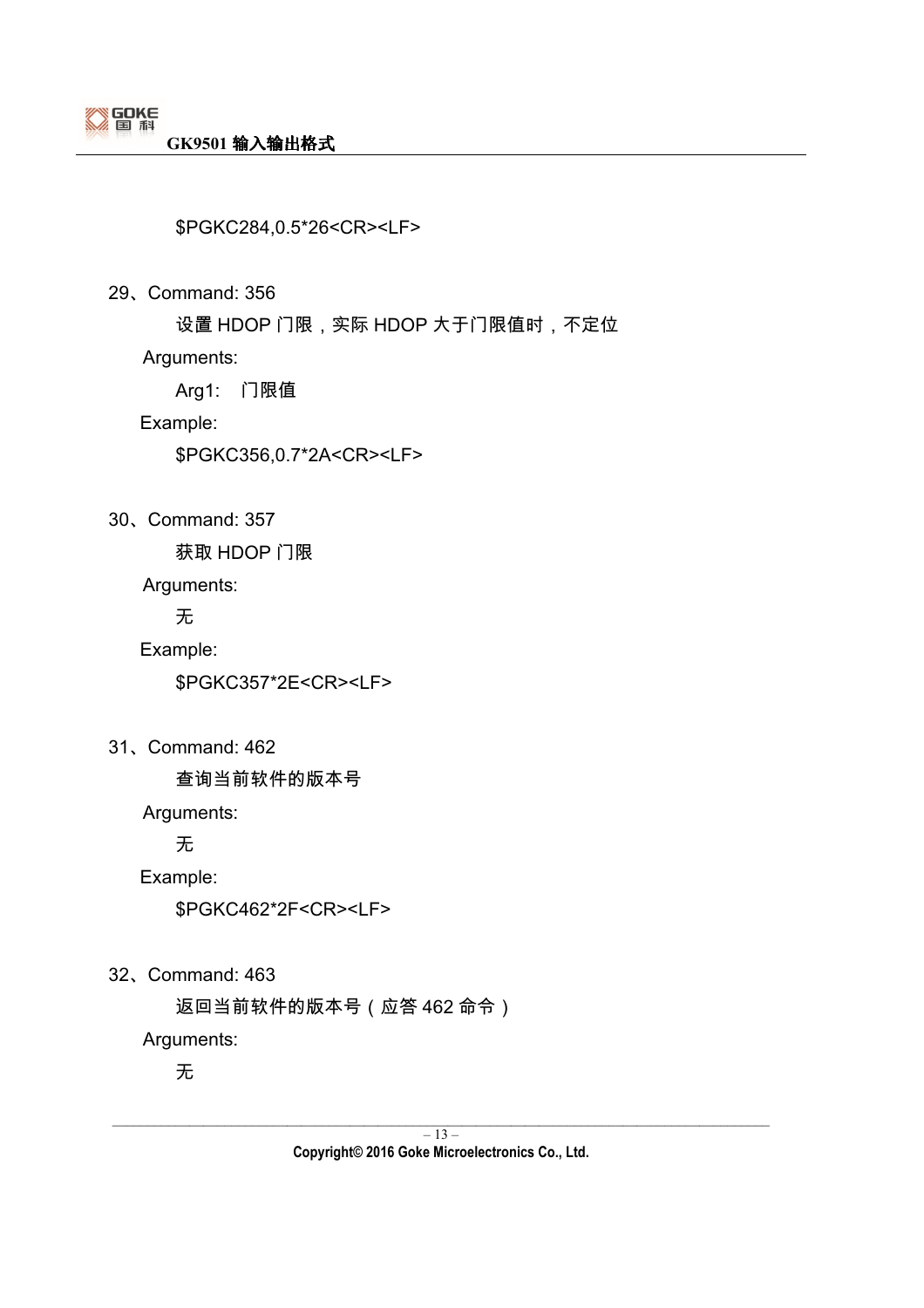$PGKC284,0.5*26<CR><LF>

29、Command: 356

设置 HDOP 门限，实际 HDOP 大于门限值时，不定位

Arguments:

Arg1:　门限值

Example:

$PGKC356,0.7*2A<CR><LF>

30、Command: 357

获取 HDOP 门限

Arguments:

无

Example:

$PGKC357*2E<CR><LF>

31、Command: 462

查询当前软件的版本号

Arguments:

无

Example:

$PGKC462*2F<CR><LF>

32、Command: 463

返回当前软件的版本号（应答 462 命令）

Arguments:

无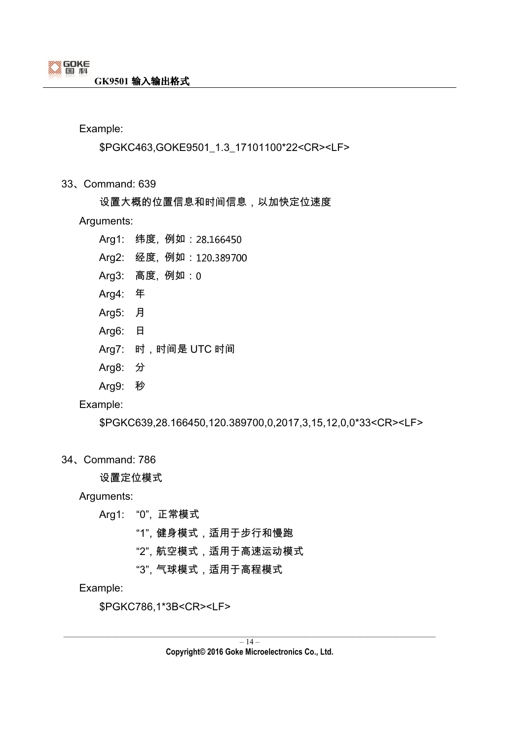Example:

$PGKC463,GOKE9501_1.3_17101100*22<CR><LF>

33、Command: 639

设置大概的位置信息和时间信息，以加快定位速度

Arguments:

Arg1: 纬度, 例如：28.166450

Arg2: 经度, 例如：120.389700

Arg3: 高度, 例如：0

Arg4: 年

Arg5: 月

Arg6: 日

Arg7: 时，时间是 UTC 时间

Arg8: 分

Arg9: 秒

Example:

$PGKC639,28.166450,120.389700,0,2017,3,15,12,0,0*33<CR><LF>

34、Command: 786

设置定位模式

Arguments:

Arg1: “0”, 正常模式

“1”, 健身模式，适用于步行和慢跑

“2”, 航空模式，适用于高速运动模式

“3”, 气球模式，适用于高程模式

Example:

$PGKC786,1*3B<CR><LF>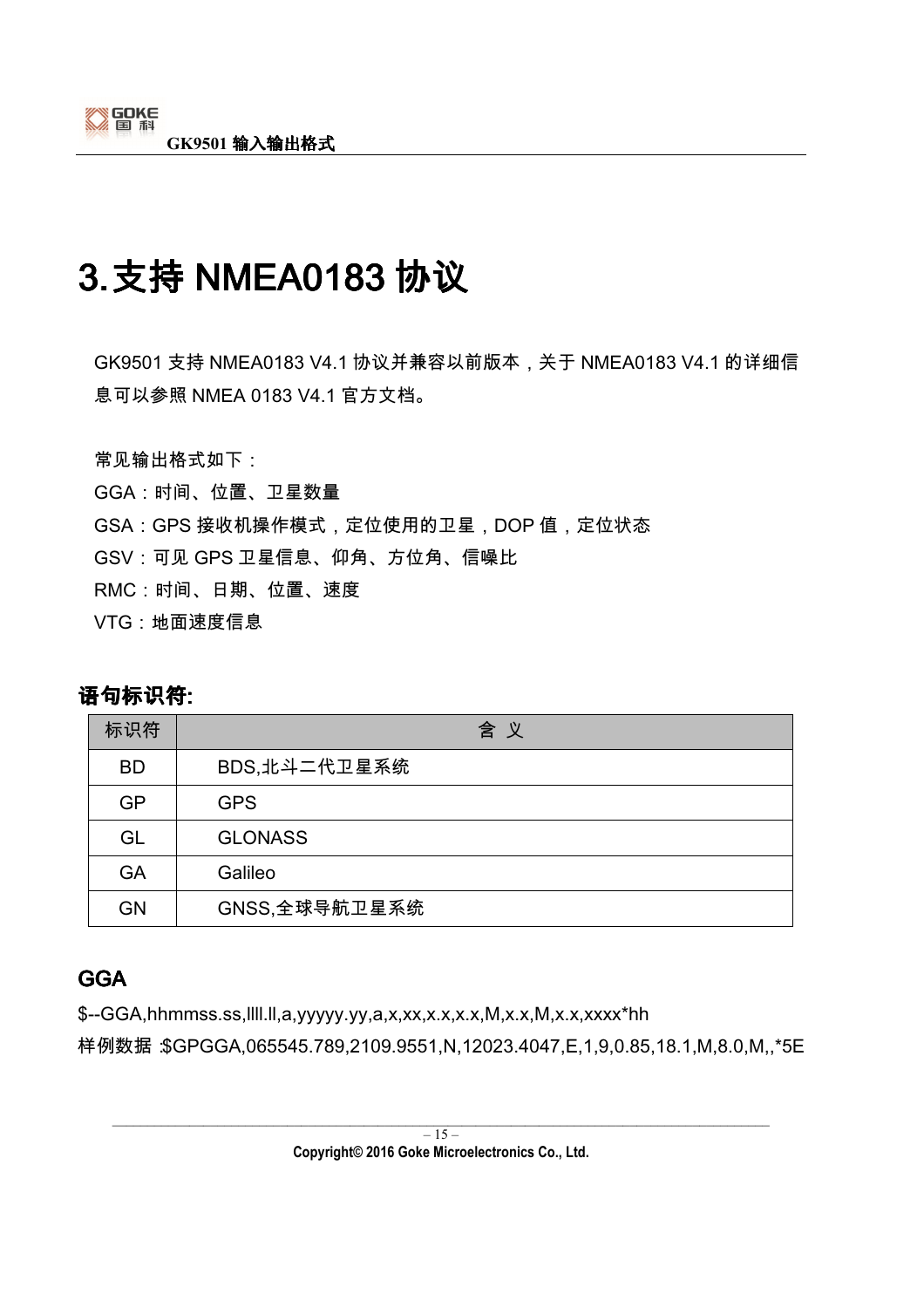# 3.支持 NMEA0183 协议

GK9501 支持 NMEA0183 V4.1 协议并兼容以前版本，关于 NMEA0183 V4.1 的详细信息可以参照 NMEA 0183 V4.1 官方文档。

常见输出格式如下：

GGA：时间、位置、卫星数量

GSA：GPS 接收机操作模式，定位使用的卫星，DOP 值，定位状态

GSV：可见 GPS 卫星信息、仰角、方位角、信噪比

RMC：时间、日期、位置、速度

VTG：地面速度信息

### 语句标识符:

| 标识符 | 含 义 |
|---|---|
| BD | BDS,北斗二代卫星系统 |
| GP | GPS |
| GL | GLONASS |
| GA | Galileo |
| GN | GNSS,全球导航卫星系统 |

## GGA

$--GGA,hhmmss.ss,llll.ll,a,yyyyy.yy,a,x,xx,x.x,x.x,M,x.x,M,x.x,xxxx*hh

样例数据 :$GPGGA,065545.789,2109.9551,N,12023.4047,E,1,9,0.85,18.1,M,8.0,M,,*5E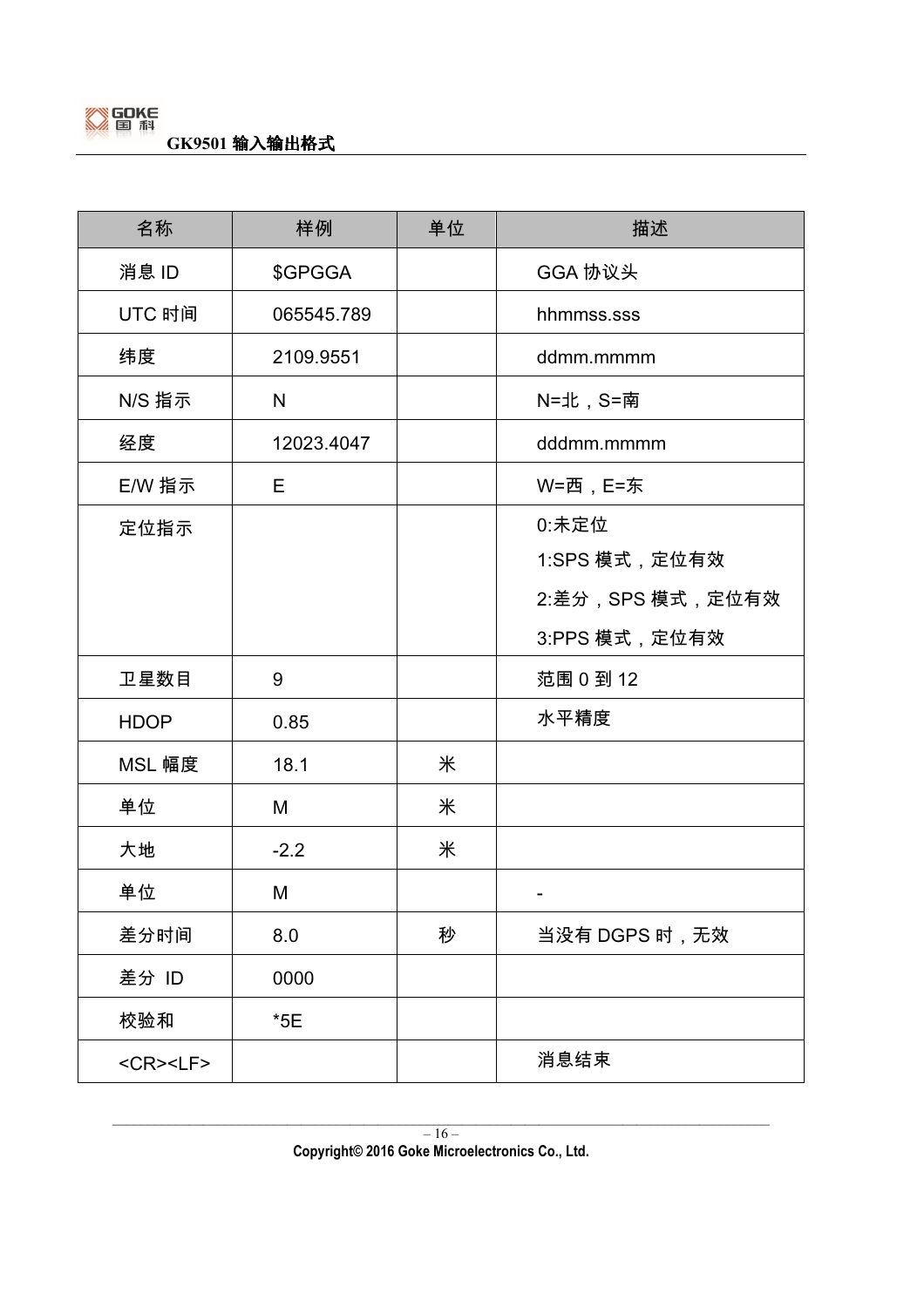| 名称 | 样例 | 单位 | 描述 |
| --- | --- | --- | --- |
| 消息 ID | $GPGGA | | GGA 协议头 |
| UTC 时间 | 065545.789 | | hhmmss.sss |
| 纬度 | 2109.9551 | | ddmm.mmmm |
| N/S 指示 | N | | N=北，S=南 |
| 经度 | 12023.4047 | | dddmm.mmmm |
| E/W 指示 | E | | W=西，E=东 |
| 定位指示 | | | 0:未定位<br>1:SPS 模式，定位有效<br>2:差分，SPS 模式，定位有效<br>3:PPS 模式，定位有效 |
| 卫星数目 | 9 | | 范围 0 到 12 |
| HDOP | 0.85 | | 水平精度 |
| MSL 幅度 | 18.1 | 米 | |
| 单位 | M | 米 | |
| 大地 | -2.2 | 米 | |
| 单位 | M | | - |
| 差分时间 | 8.0 | 秒 | 当没有 DGPS 时，无效 |
| 差分 ID | 0000 | | |
| 校验和 | *5E | | |
| <CR><LF> | | | 消息结束 |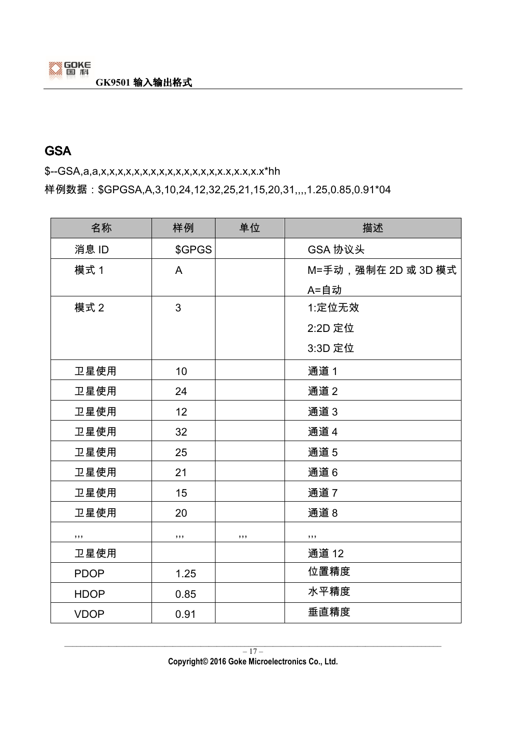## GSA

$--GSA,a,a,x,x,x,x,x,x,x,x,x,x,x,x,x,x,x.x,x.x,x.x*hh

样例数据：$GPGSA,A,3,10,24,12,32,25,21,15,20,31,,,,1.25,0.85,0.91*04

| 名称 | 样例 | 单位 | 描述 |
|---|---|---|---|
| 消息 ID | $GPGS | | GSA 协议头 |
| 模式 1 | A | | M=手动，强制在 2D 或 3D 模式<br>A=自动 |
| 模式 2 | 3 | | 1:定位无效<br>2:2D 定位<br>3:3D 定位 |
| 卫星使用 | 10 | | 通道 1 |
| 卫星使用 | 24 | | 通道 2 |
| 卫星使用 | 12 | | 通道 3 |
| 卫星使用 | 32 | | 通道 4 |
| 卫星使用 | 25 | | 通道 5 |
| 卫星使用 | 21 | | 通道 6 |
| 卫星使用 | 15 | | 通道 7 |
| 卫星使用 | 20 | | 通道 8 |
| ,,, | ,,, | ,,, | ,,, |
| 卫星使用 | | | 通道 12 |
| PDOP | 1.25 | | 位置精度 |
| HDOP | 0.85 | | 水平精度 |
| VDOP | 0.91 | | 垂直精度 |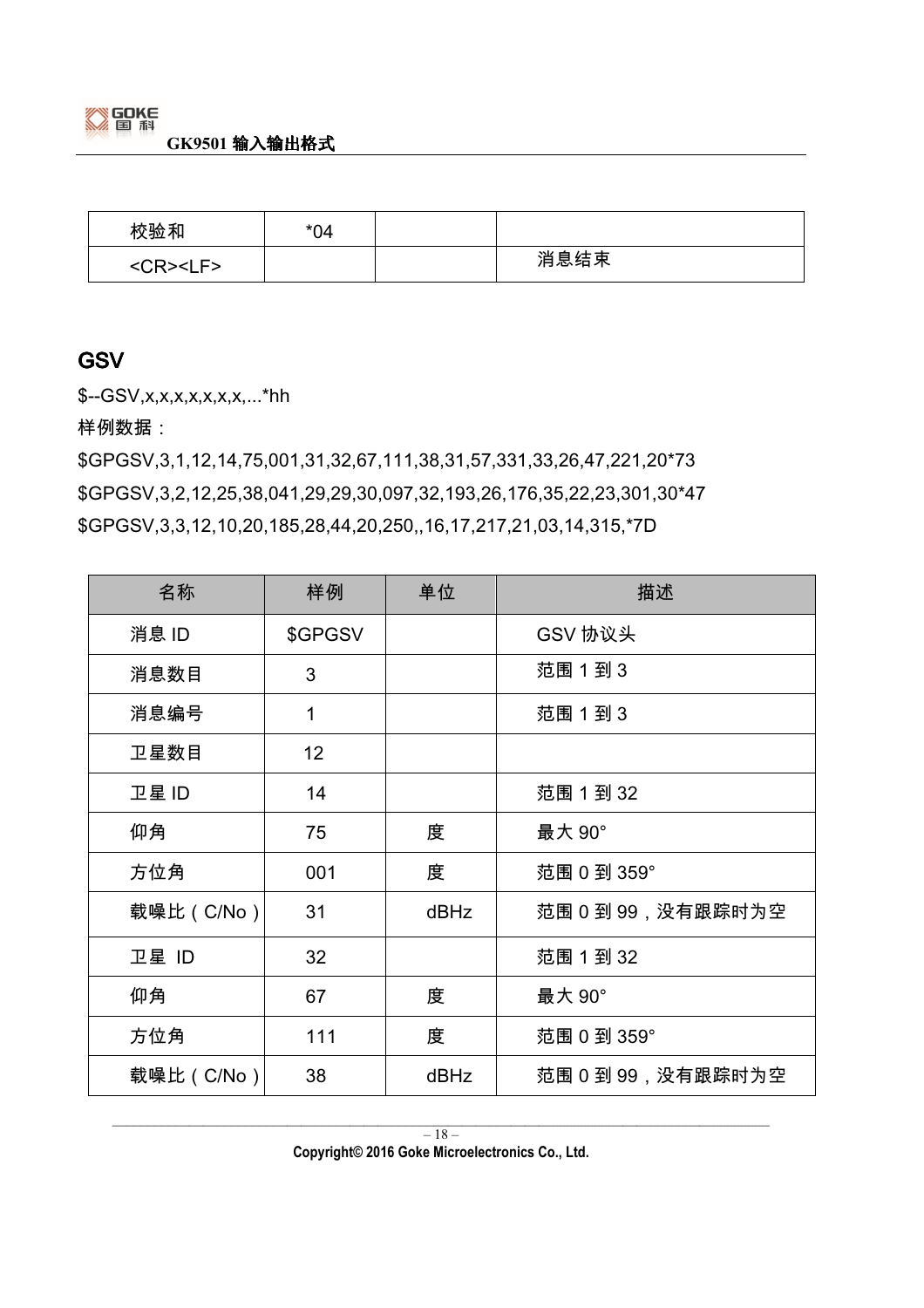| 校验和 | *04 | | |
| --- | --- | --- | --- |
| <CR><LF> | | | 消息结束 |

## GSV

$--GSV,x,x,x,x,x,x,x,...*hh

样例数据：

$GPGSV,3,1,12,14,75,001,31,32,67,111,38,31,57,331,33,26,47,221,20*73

$GPGSV,3,2,12,25,38,041,29,29,30,097,32,193,26,176,35,22,23,301,30*47

$GPGSV,3,3,12,10,20,185,28,44,20,250,,16,17,217,21,03,14,315,*7D

| 名称 | 样例 | 单位 | 描述 |
| --- | --- | --- | --- |
| 消息 ID | $GPGSV | | GSV 协议头 |
| 消息数目 | 3 | | 范围 1 到 3 |
| 消息编号 | 1 | | 范围 1 到 3 |
| 卫星数目 | 12 | | |
| 卫星 ID | 14 | | 范围 1 到 32 |
| 仰角 | 75 | 度 | 最大 90° |
| 方位角 | 001 | 度 | 范围 0 到 359° |
| 载噪比（C/No） | 31 | dBHz | 范围 0 到 99，没有跟踪时为空 |
| 卫星 ID | 32 | | 范围 1 到 32 |
| 仰角 | 67 | 度 | 最大 90° |
| 方位角 | 111 | 度 | 范围 0 到 359° |
| 载噪比（C/No） | 38 | dBHz | 范围 0 到 99，没有跟踪时为空 |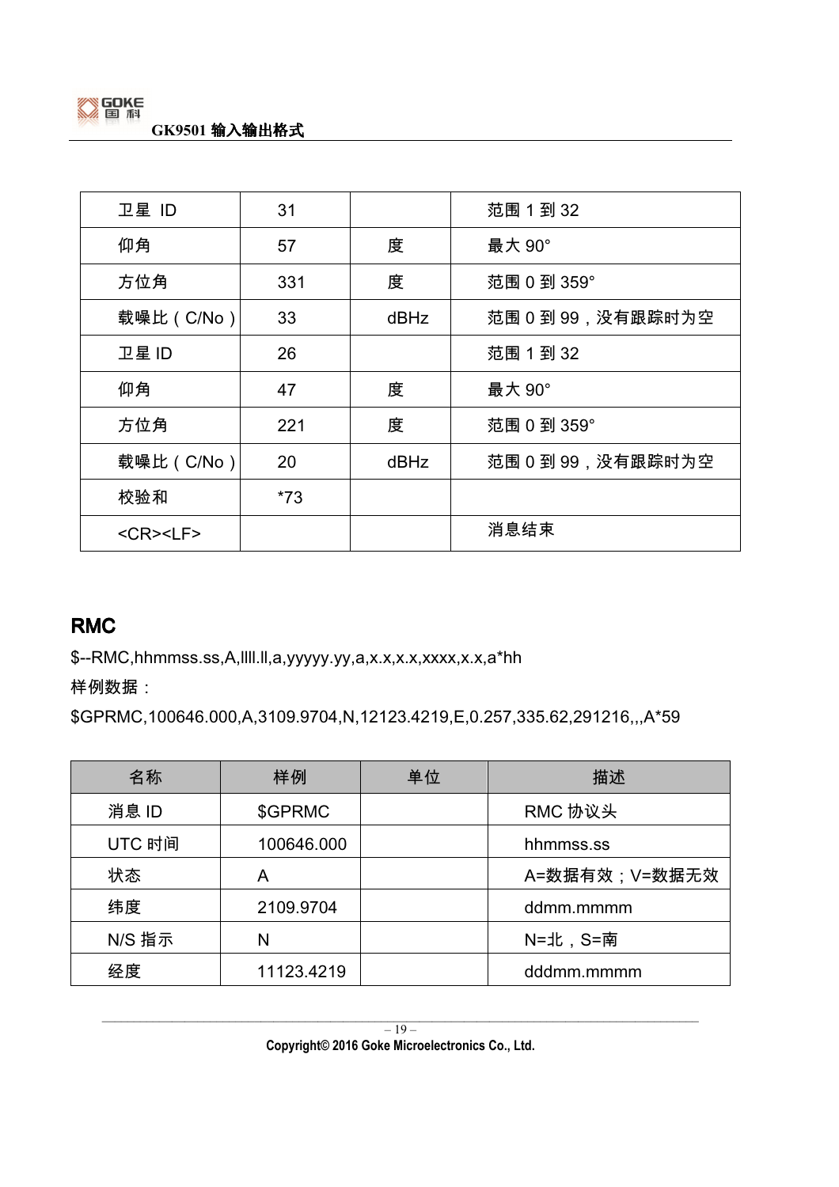| 卫星 ID | 31 | | 范围 1 到 32 |
|---|---|---|---|
| 仰角 | 57 | 度 | 最大 90° |
| 方位角 | 331 | 度 | 范围 0 到 359° |
| 载噪比（C/No） | 33 | dBHz | 范围 0 到 99，没有跟踪时为空 |
| 卫星 ID | 26 | | 范围 1 到 32 |
| 仰角 | 47 | 度 | 最大 90° |
| 方位角 | 221 | 度 | 范围 0 到 359° |
| 载噪比（C/No） | 20 | dBHz | 范围 0 到 99，没有跟踪时为空 |
| 校验和 | *73 | | |
| <CR><LF> | | | 消息结束 |

## RMC

$--RMC,hhmmss.ss,A,llll.ll,a,yyyyy.yy,a,x.x,x.x,xxxx,x.x,a*hh

样例数据：

$GPRMC,100646.000,A,3109.9704,N,12123.4219,E,0.257,335.62,291216,,,A*59

| 名称 | 样例 | 单位 | 描述 |
|---|---|---|---|
| 消息 ID | $GPRMC | | RMC 协议头 |
| UTC 时间 | 100646.000 | | hhmmss.ss |
| 状态 | A | | A=数据有效；V=数据无效 |
| 纬度 | 2109.9704 | | ddmm.mmmm |
| N/S 指示 | N | | N=北，S=南 |
| 经度 | 11123.4219 | | dddmm.mmmm |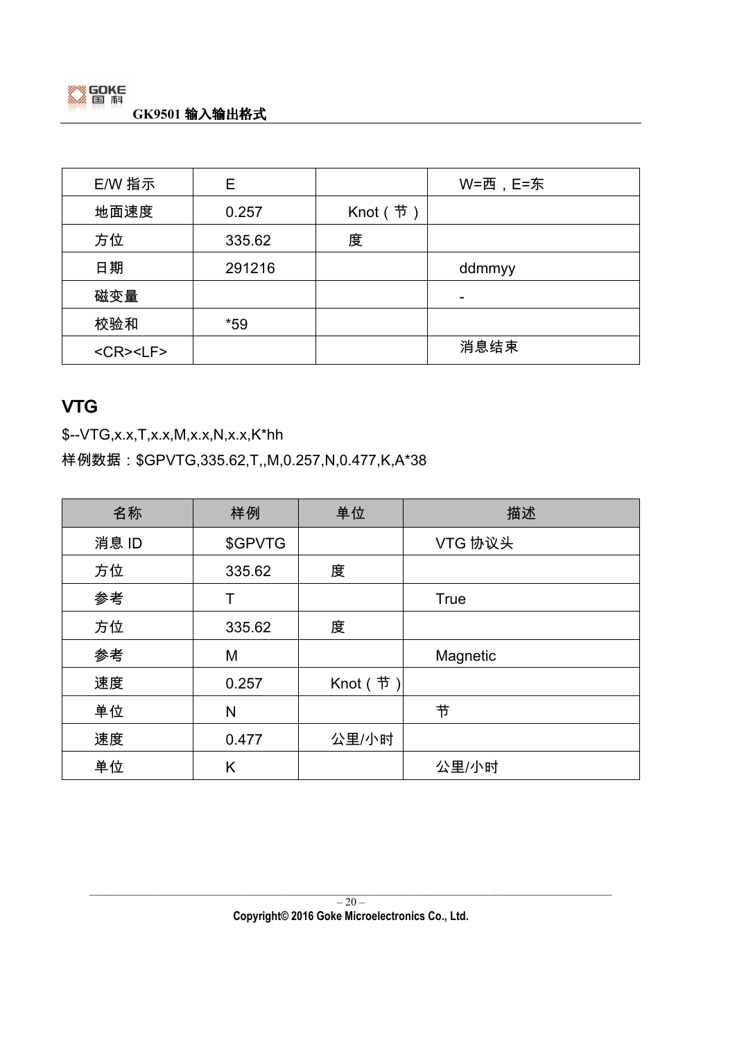| E/W 指示 | E | | W=西，E=东 |
|---|---|---|---|
| 地面速度 | 0.257 | Knot（节） | |
| 方位 | 335.62 | 度 | |
| 日期 | 291216 | | ddmmyy |
| 磁变量 | | | - |
| 校验和 | *59 | | |
| <CR><LF> | | | 消息结束 |

## VTG

$--VTG,x.x,T,x.x,M,x.x,N,x.x,K*hh

样例数据：$GPVTG,335.62,T,,M,0.257,N,0.477,K,A*38

| 名称 | 样例 | 单位 | 描述 |
|---|---|---|---|
| 消息 ID | $GPVTG | | VTG 协议头 |
| 方位 | 335.62 | 度 | |
| 参考 | T | | True |
| 方位 | 335.62 | 度 | |
| 参考 | M | | Magnetic |
| 速度 | 0.257 | Knot（节） | |
| 单位 | N | | 节 |
| 速度 | 0.477 | 公里/小时 | |
| 单位 | K | | 公里/小时 |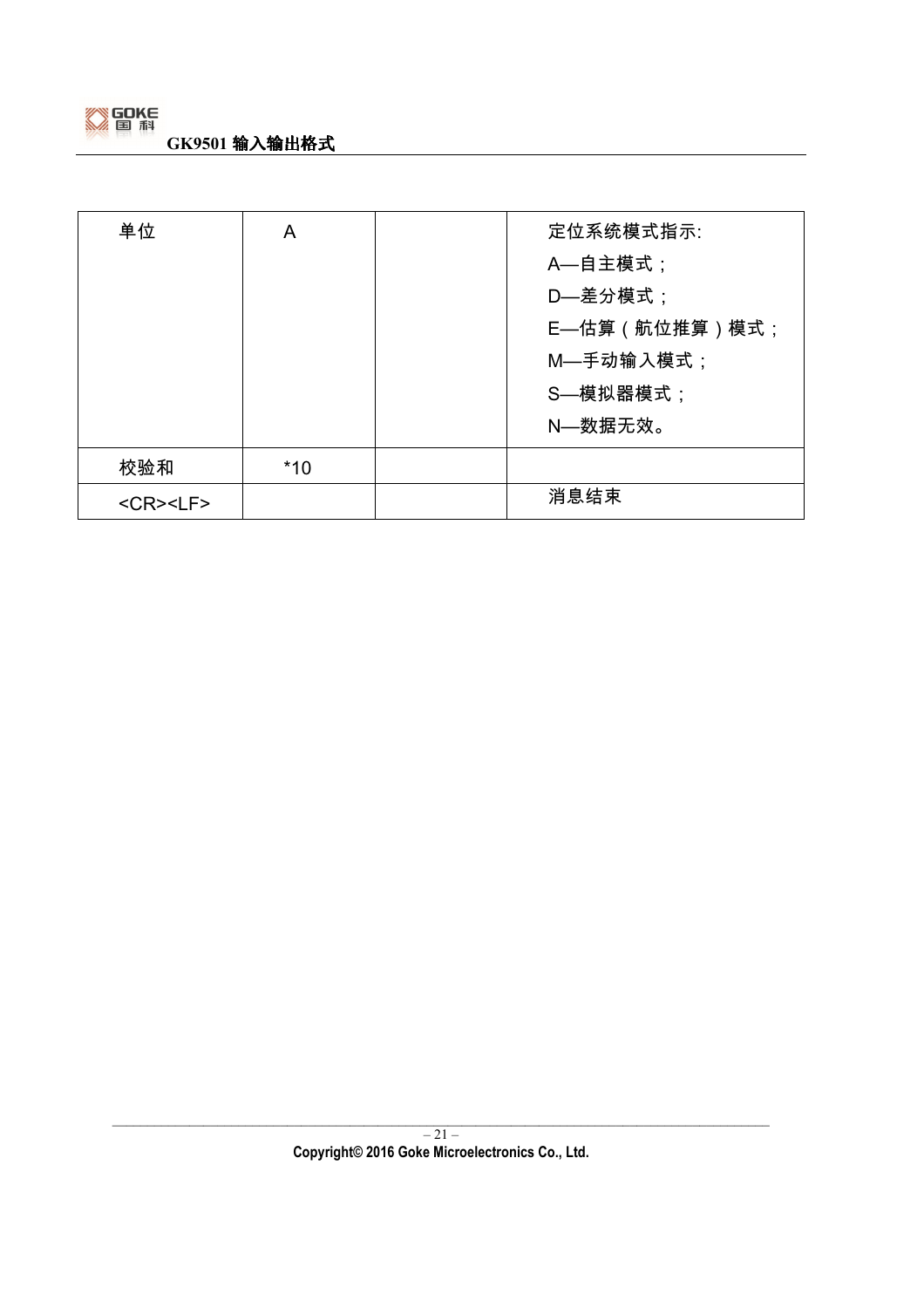| | | | |
|---|---|---|---|
| 单位 | A | | 定位系统模式指示:<br>A—自主模式；<br>D—差分模式；<br>E—估算（航位推算）模式；<br>M—手动输入模式；<br>S—模拟器模式；<br>N—数据无效。 |
| 校验和 | *10 | | |
| <CR><LF> | | | 消息结束 |